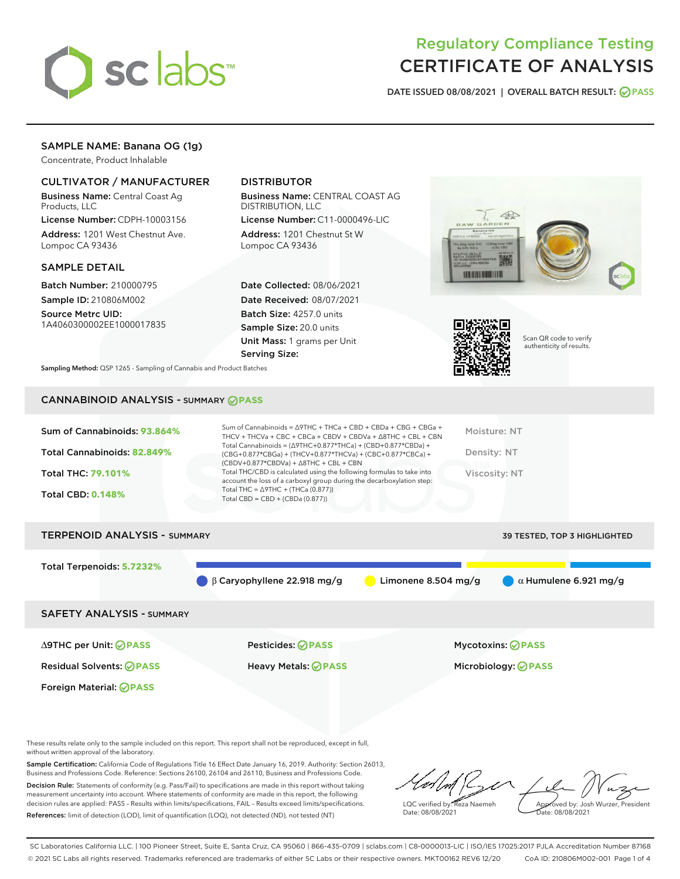# Regulatory Compliance Testing
# CERTIFICATE OF ANALYSIS

DATE ISSUED 08/08/2021 | OVERALL BATCH RESULT: PASS

## SAMPLE NAME: Banana OG (1g)

Concentrate, Product Inhalable

### CULTIVATOR / MANUFACTURER

**Business Name:** Central Coast Ag Products, LLC

**License Number:** CDPH-10003156

**Address:** 1201 West Chestnut Ave. Lompoc CA 93436

### DISTRIBUTOR

**Business Name:** CENTRAL COAST AG DISTRIBUTION, LLC

**License Number:** C11-0000496-LIC

**Address:** 1201 Chestnut St W Lompoc CA 93436

### SAMPLE DETAIL

**Batch Number:** 210000795

**Sample ID:** 210806M002

**Source Metrc UID:** 1A4060300002EE1000017835

**Date Collected:** 08/06/2021

**Date Received:** 08/07/2021

**Batch Size:** 4257.0 units

**Sample Size:** 20.0 units

**Unit Mass:** 1 grams per Unit

**Serving Size:**

Scan QR code to verify authenticity of results.

**Sampling Method:** QSP 1265 - Sampling of Cannabis and Product Batches

## CANNABINOID ANALYSIS - SUMMARY PASS

Sum of Cannabinoids: **93.864%**

Total Cannabinoids: **82.849%**

Total THC: **79.101%**

Total CBD: **0.148%**

Sum of Cannabinoids = Δ9THC + THCa + CBD + CBDa + CBG + CBGa + THCV + THCVa + CBC + CBCa + CBDV + CBDVa + Δ8THC + CBL + CBN

Total Cannabinoids = (Δ9THC+0.877*THCa) + (CBD+0.877*CBDa) + (CBG+0.877*CBGa) + (THCV+0.877*THCVa) + (CBC+0.877*CBCa) + (CBDV+0.877*CBDVa) + Δ8THC + CBL + CBN

Total THC/CBD is calculated using the following formulas to take into account the loss of a carboxyl group during the decarboxylation step:

Total THC = Δ9THC + (THCa (0.877))

Total CBD = CBD + (CBDa (0.877))

Moisture: NT

Density: NT

Viscosity: NT

## TERPENOID ANALYSIS - SUMMARY

39 TESTED, TOP 3 HIGHLIGHTED

Total Terpenoids: **5.7232%**

β Caryophyllene 22.918 mg/g

Limonene 8.504 mg/g

α Humulene 6.921 mg/g

## SAFETY ANALYSIS - SUMMARY

| | | |
|---|---|---|
| Δ9THC per Unit: PASS | Pesticides: PASS | Mycotoxins: PASS |
| Residual Solvents: PASS | Heavy Metals: PASS | Microbiology: PASS |
| Foreign Material: PASS | | |

These results relate only to the sample included on this report. This report shall not be reproduced, except in full, without written approval of the laboratory.

**Sample Certification:** California Code of Regulations Title 16 Effect Date January 16, 2019. Authority: Section 26013, Business and Professions Code. Reference: Sections 26100, 26104 and 26110, Business and Professions Code.

**Decision Rule:** Statements of conformity (e.g. Pass/Fail) to specifications are made in this report without taking measurement uncertainty into account. Where statements of conformity are made in this report, the following decision rules are applied: PASS – Results within limits/specifications, FAIL – Results exceed limits/specifications.

**References:** limit of detection (LOD), limit of quantification (LOQ), not detected (ND), not tested (NT)

LQC verified by: Reza Naemeh
Date: 08/08/2021

Approved by: Josh Wurzer, President
Date: 08/08/2021

SC Laboratories California LLC. | 100 Pioneer Street, Suite E, Santa Cruz, CA 95060 | 866-435-0709 | sclabs.com | C8-0000013-LIC | ISO/IES 17025:2017 PJLA Accreditation Number 87168

© 2021 SC Labs all rights reserved. Trademarks referenced are trademarks of either SC Labs or their respective owners. MKT00162 REV6 12/20 CoA ID: 210806M002-001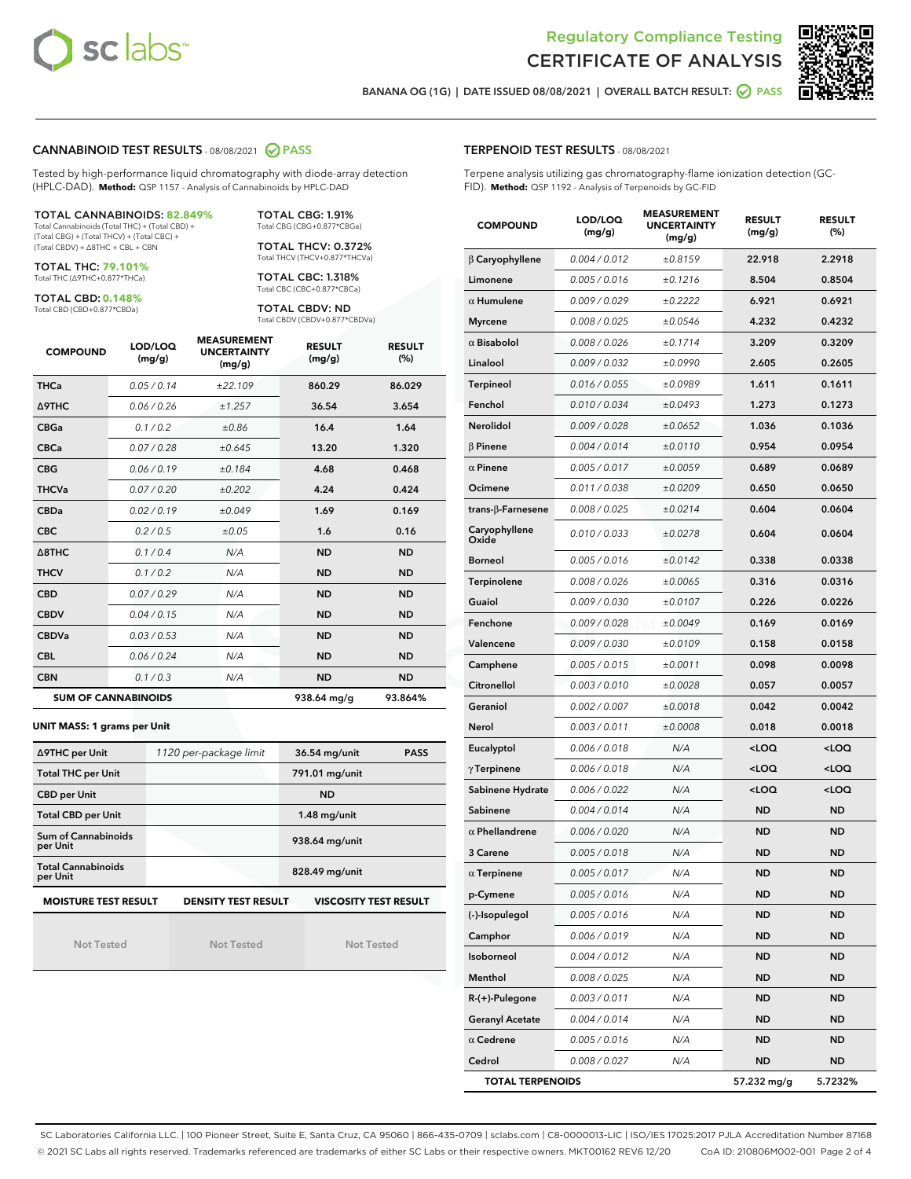Regulatory Compliance Testing
# CERTIFICATE OF ANALYSIS

BANANA OG (1G) | DATE ISSUED 08/08/2021 | OVERALL BATCH RESULT: PASS

## CANNABINOID TEST RESULTS - 08/08/2021 PASS

Tested by high-performance liquid chromatography with diode-array detection (HPLC-DAD). **Method:** QSP 1157 - Analysis of Cannabinoids by HPLC-DAD

**TOTAL CANNABINOIDS: 82.849%**
Total Cannabinoids (Total THC) + (Total CBD) + (Total CBG) + (Total THCV) + (Total CBC) + (Total CBDV) + Δ8THC + CBL + CBN

**TOTAL THC: 79.101%**
Total THC (Δ9THC+0.877*THCa)

**TOTAL CBD: 0.148%**
Total CBD (CBD+0.877*CBDa)

**TOTAL CBG: 1.91%**
Total CBG (CBG+0.877*CBGa)

**TOTAL THCV: 0.372%**
Total THCV (THCV+0.877*THCVa)

**TOTAL CBC: 1.318%**
Total CBC (CBC+0.877*CBCa)

**TOTAL CBDV: ND**
Total CBDV (CBDV+0.877*CBDVa)

| COMPOUND | LOD/LOQ (mg/g) | MEASUREMENT UNCERTAINTY (mg/g) | RESULT (mg/g) | RESULT (%) |
|---|---|---|---|---|
| THCa | 0.05 / 0.14 | ±22.109 | 860.29 | 86.029 |
| Δ9THC | 0.06 / 0.26 | ±1.257 | 36.54 | 3.654 |
| CBGa | 0.1 / 0.2 | ±0.86 | 16.4 | 1.64 |
| CBCa | 0.07 / 0.28 | ±0.645 | 13.20 | 1.320 |
| CBG | 0.06 / 0.19 | ±0.184 | 4.68 | 0.468 |
| THCVa | 0.07 / 0.20 | ±0.202 | 4.24 | 0.424 |
| CBDa | 0.02 / 0.19 | ±0.049 | 1.69 | 0.169 |
| CBC | 0.2 / 0.5 | ±0.05 | 1.6 | 0.16 |
| Δ8THC | 0.1 / 0.4 | N/A | ND | ND |
| THCV | 0.1 / 0.2 | N/A | ND | ND |
| CBD | 0.07 / 0.29 | N/A | ND | ND |
| CBDV | 0.04 / 0.15 | N/A | ND | ND |
| CBDVa | 0.03 / 0.53 | N/A | ND | ND |
| CBL | 0.06 / 0.24 | N/A | ND | ND |
| CBN | 0.1 / 0.3 | N/A | ND | ND |
| **SUM OF CANNABINOIDS** | | | **938.64 mg/g** | **93.864%** |

**UNIT MASS: 1 grams per Unit**

| | | | |
|---|---|---|---|
| Δ9THC per Unit | 1120 per-package limit | 36.54 mg/unit | PASS |
| Total THC per Unit | | 791.01 mg/unit | |
| CBD per Unit | | ND | |
| Total CBD per Unit | | 1.48 mg/unit | |
| Sum of Cannabinoids per Unit | | 938.64 mg/unit | |
| Total Cannabinoids per Unit | | 828.49 mg/unit | |

| MOISTURE TEST RESULT | DENSITY TEST RESULT | VISCOSITY TEST RESULT |
|---|---|---|
| Not Tested | Not Tested | Not Tested |

## TERPENOID TEST RESULTS - 08/08/2021

Terpene analysis utilizing gas chromatography-flame ionization detection (GC-FID). **Method:** QSP 1192 - Analysis of Terpenoids by GC-FID

| COMPOUND | LOD/LOQ (mg/g) | MEASUREMENT UNCERTAINTY (mg/g) | RESULT (mg/g) | RESULT (%) |
|---|---|---|---|---|
| β Caryophyllene | 0.004 / 0.012 | ±0.8159 | 22.918 | 2.2918 |
| Limonene | 0.005 / 0.016 | ±0.1216 | 8.504 | 0.8504 |
| α Humulene | 0.009 / 0.029 | ±0.2222 | 6.921 | 0.6921 |
| Myrcene | 0.008 / 0.025 | ±0.0546 | 4.232 | 0.4232 |
| α Bisabolol | 0.008 / 0.026 | ±0.1714 | 3.209 | 0.3209 |
| Linalool | 0.009 / 0.032 | ±0.0990 | 2.605 | 0.2605 |
| Terpineol | 0.016 / 0.055 | ±0.0989 | 1.611 | 0.1611 |
| Fenchol | 0.010 / 0.034 | ±0.0493 | 1.273 | 0.1273 |
| Nerolidol | 0.009 / 0.028 | ±0.0652 | 1.036 | 0.1036 |
| β Pinene | 0.004 / 0.014 | ±0.0110 | 0.954 | 0.0954 |
| α Pinene | 0.005 / 0.017 | ±0.0059 | 0.689 | 0.0689 |
| Ocimene | 0.011 / 0.038 | ±0.0209 | 0.650 | 0.0650 |
| trans-β-Farnesene | 0.008 / 0.025 | ±0.0214 | 0.604 | 0.0604 |
| Caryophyllene Oxide | 0.010 / 0.033 | ±0.0278 | 0.604 | 0.0604 |
| Borneol | 0.005 / 0.016 | ±0.0142 | 0.338 | 0.0338 |
| Terpinolene | 0.008 / 0.026 | ±0.0065 | 0.316 | 0.0316 |
| Guaiol | 0.009 / 0.030 | ±0.0107 | 0.226 | 0.0226 |
| Fenchone | 0.009 / 0.028 | ±0.0049 | 0.169 | 0.0169 |
| Valencene | 0.009 / 0.030 | ±0.0109 | 0.158 | 0.0158 |
| Camphene | 0.005 / 0.015 | ±0.0011 | 0.098 | 0.0098 |
| Citronellol | 0.003 / 0.010 | ±0.0028 | 0.057 | 0.0057 |
| Geraniol | 0.002 / 0.007 | ±0.0018 | 0.042 | 0.0042 |
| Nerol | 0.003 / 0.011 | ±0.0008 | 0.018 | 0.0018 |
| Eucalyptol | 0.006 / 0.018 | N/A | <LOQ | <LOQ |
| γ Terpinene | 0.006 / 0.018 | N/A | <LOQ | <LOQ |
| Sabinene Hydrate | 0.006 / 0.022 | N/A | <LOQ | <LOQ |
| Sabinene | 0.004 / 0.014 | N/A | ND | ND |
| α Phellandrene | 0.006 / 0.020 | N/A | ND | ND |
| 3 Carene | 0.005 / 0.018 | N/A | ND | ND |
| α Terpinene | 0.005 / 0.017 | N/A | ND | ND |
| p-Cymene | 0.005 / 0.016 | N/A | ND | ND |
| (-)-Isopulegol | 0.005 / 0.016 | N/A | ND | ND |
| Camphor | 0.006 / 0.019 | N/A | ND | ND |
| Isoborneol | 0.004 / 0.012 | N/A | ND | ND |
| Menthol | 0.008 / 0.025 | N/A | ND | ND |
| R-(+)-Pulegone | 0.003 / 0.011 | N/A | ND | ND |
| Geranyl Acetate | 0.004 / 0.014 | N/A | ND | ND |
| α Cedrene | 0.005 / 0.016 | N/A | ND | ND |
| Cedrol | 0.008 / 0.027 | N/A | ND | ND |
| **TOTAL TERPENOIDS** | | | **57.232 mg/g** | **5.7232%** |

SC Laboratories California LLC. | 100 Pioneer Street, Suite E, Santa Cruz, CA 95060 | 866-435-0709 | sclabs.com | C8-0000013-LIC | ISO/IES 17025:2017 PJLA Accreditation Number 87168
© 2021 SC Labs all rights reserved. Trademarks referenced are trademarks of either SC Labs or their respective owners. MKT00162 REV6 12/20 CoA ID: 210806M002-001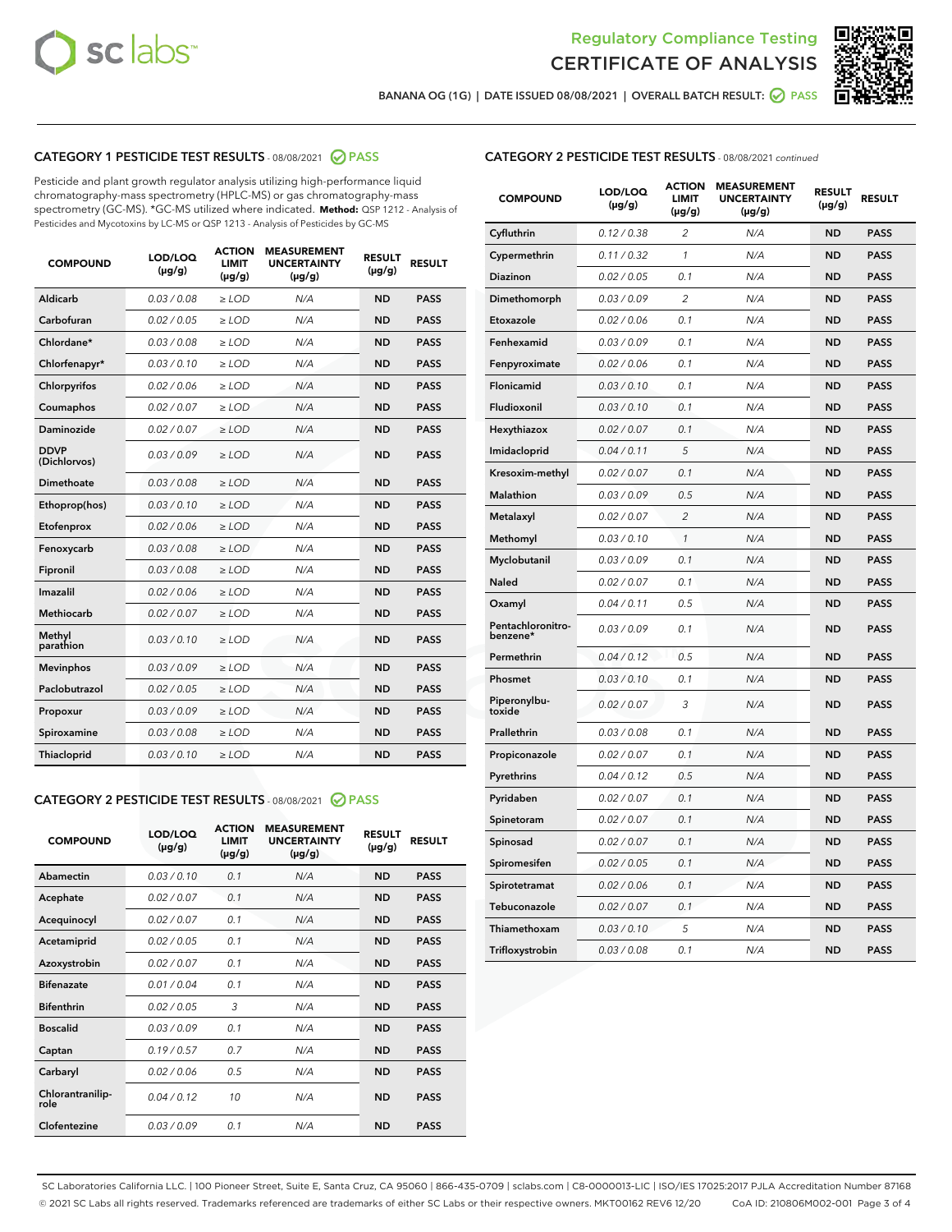Regulatory Compliance Testing
# CERTIFICATE OF ANALYSIS

BANANA OG (1G) | DATE ISSUED 08/08/2021 | OVERALL BATCH RESULT: PASS

## CATEGORY 1 PESTICIDE TEST RESULTS - 08/08/2021 PASS

Pesticide and plant growth regulator analysis utilizing high-performance liquid chromatography-mass spectrometry (HPLC-MS) or gas chromatography-mass spectrometry (GC-MS). *GC-MS utilized where indicated. **Method:** QSP 1212 - Analysis of Pesticides and Mycotoxins by LC-MS or QSP 1213 - Analysis of Pesticides by GC-MS

| COMPOUND | LOD/LOQ (µg/g) | ACTION LIMIT (µg/g) | MEASUREMENT UNCERTAINTY (µg/g) | RESULT (µg/g) | RESULT |
|---|---|---|---|---|---|
| Aldicarb | 0.03 / 0.08 | ≥ LOD | N/A | ND | PASS |
| Carbofuran | 0.02 / 0.05 | ≥ LOD | N/A | ND | PASS |
| Chlordane* | 0.03 / 0.08 | ≥ LOD | N/A | ND | PASS |
| Chlorfenapyr* | 0.03 / 0.10 | ≥ LOD | N/A | ND | PASS |
| Chlorpyrifos | 0.02 / 0.06 | ≥ LOD | N/A | ND | PASS |
| Coumaphos | 0.02 / 0.07 | ≥ LOD | N/A | ND | PASS |
| Daminozide | 0.02 / 0.07 | ≥ LOD | N/A | ND | PASS |
| DDVP (Dichlorvos) | 0.03 / 0.09 | ≥ LOD | N/A | ND | PASS |
| Dimethoate | 0.03 / 0.08 | ≥ LOD | N/A | ND | PASS |
| Ethoprop(hos) | 0.03 / 0.10 | ≥ LOD | N/A | ND | PASS |
| Etofenprox | 0.02 / 0.06 | ≥ LOD | N/A | ND | PASS |
| Fenoxycarb | 0.03 / 0.08 | ≥ LOD | N/A | ND | PASS |
| Fipronil | 0.03 / 0.08 | ≥ LOD | N/A | ND | PASS |
| Imazalil | 0.02 / 0.06 | ≥ LOD | N/A | ND | PASS |
| Methiocarb | 0.02 / 0.07 | ≥ LOD | N/A | ND | PASS |
| Methyl parathion | 0.03 / 0.10 | ≥ LOD | N/A | ND | PASS |
| Mevinphos | 0.03 / 0.09 | ≥ LOD | N/A | ND | PASS |
| Paclobutrazol | 0.02 / 0.05 | ≥ LOD | N/A | ND | PASS |
| Propoxur | 0.03 / 0.09 | ≥ LOD | N/A | ND | PASS |
| Spiroxamine | 0.03 / 0.08 | ≥ LOD | N/A | ND | PASS |
| Thiacloprid | 0.03 / 0.10 | ≥ LOD | N/A | ND | PASS |

## CATEGORY 2 PESTICIDE TEST RESULTS - 08/08/2021 PASS

| COMPOUND | LOD/LOQ (µg/g) | ACTION LIMIT (µg/g) | MEASUREMENT UNCERTAINTY (µg/g) | RESULT (µg/g) | RESULT |
|---|---|---|---|---|---|
| Abamectin | 0.03 / 0.10 | 0.1 | N/A | ND | PASS |
| Acephate | 0.02 / 0.07 | 0.1 | N/A | ND | PASS |
| Acequinocyl | 0.02 / 0.07 | 0.1 | N/A | ND | PASS |
| Acetamiprid | 0.02 / 0.05 | 0.1 | N/A | ND | PASS |
| Azoxystrobin | 0.02 / 0.07 | 0.1 | N/A | ND | PASS |
| Bifenazate | 0.01 / 0.04 | 0.1 | N/A | ND | PASS |
| Bifenthrin | 0.02 / 0.05 | 3 | N/A | ND | PASS |
| Boscalid | 0.03 / 0.09 | 0.1 | N/A | ND | PASS |
| Captan | 0.19 / 0.57 | 0.7 | N/A | ND | PASS |
| Carbaryl | 0.02 / 0.06 | 0.5 | N/A | ND | PASS |
| Chlorantraniliprole | 0.04 / 0.12 | 10 | N/A | ND | PASS |
| Clofentezine | 0.03 / 0.09 | 0.1 | N/A | ND | PASS |
| Cyfluthrin | 0.12 / 0.38 | 2 | N/A | ND | PASS |
| Cypermethrin | 0.11 / 0.32 | 1 | N/A | ND | PASS |
| Diazinon | 0.02 / 0.05 | 0.1 | N/A | ND | PASS |
| Dimethomorph | 0.03 / 0.09 | 2 | N/A | ND | PASS |
| Etoxazole | 0.02 / 0.06 | 0.1 | N/A | ND | PASS |
| Fenhexamid | 0.03 / 0.09 | 0.1 | N/A | ND | PASS |
| Fenpyroximate | 0.02 / 0.06 | 0.1 | N/A | ND | PASS |
| Flonicamid | 0.03 / 0.10 | 0.1 | N/A | ND | PASS |
| Fludioxonil | 0.03 / 0.10 | 0.1 | N/A | ND | PASS |
| Hexythiazox | 0.02 / 0.07 | 0.1 | N/A | ND | PASS |
| Imidacloprid | 0.04 / 0.11 | 5 | N/A | ND | PASS |
| Kresoxim-methyl | 0.02 / 0.07 | 0.1 | N/A | ND | PASS |
| Malathion | 0.03 / 0.09 | 0.5 | N/A | ND | PASS |
| Metalaxyl | 0.02 / 0.07 | 2 | N/A | ND | PASS |
| Methomyl | 0.03 / 0.10 | 1 | N/A | ND | PASS |
| Myclobutanil | 0.03 / 0.09 | 0.1 | N/A | ND | PASS |
| Naled | 0.02 / 0.07 | 0.1 | N/A | ND | PASS |
| Oxamyl | 0.04 / 0.11 | 0.5 | N/A | ND | PASS |
| Pentachloronitrobenzene* | 0.03 / 0.09 | 0.1 | N/A | ND | PASS |
| Permethrin | 0.04 / 0.12 | 0.5 | N/A | ND | PASS |
| Phosmet | 0.03 / 0.10 | 0.1 | N/A | ND | PASS |
| Piperonylbutoxide | 0.02 / 0.07 | 3 | N/A | ND | PASS |
| Prallethrin | 0.03 / 0.08 | 0.1 | N/A | ND | PASS |
| Propiconazole | 0.02 / 0.07 | 0.1 | N/A | ND | PASS |
| Pyrethrins | 0.04 / 0.12 | 0.5 | N/A | ND | PASS |
| Pyridaben | 0.02 / 0.07 | 0.1 | N/A | ND | PASS |
| Spinetoram | 0.02 / 0.07 | 0.1 | N/A | ND | PASS |
| Spinosad | 0.02 / 0.07 | 0.1 | N/A | ND | PASS |
| Spiromesifen | 0.02 / 0.05 | 0.1 | N/A | ND | PASS |
| Spirotetramat | 0.02 / 0.06 | 0.1 | N/A | ND | PASS |
| Tebuconazole | 0.02 / 0.07 | 0.1 | N/A | ND | PASS |
| Thiamethoxam | 0.03 / 0.10 | 5 | N/A | ND | PASS |
| Trifloxystrobin | 0.03 / 0.08 | 0.1 | N/A | ND | PASS |

SC Laboratories California LLC. | 100 Pioneer Street, Suite E, Santa Cruz, CA 95060 | 866-435-0709 | sclabs.com | C8-0000013-LIC | ISO/IES 17025:2017 PJLA Accreditation Number 87168
© 2021 SC Labs all rights reserved. Trademarks referenced are trademarks of either SC Labs or their respective owners. MKT00162 REV6 12/20 CoA ID: 210806M002-001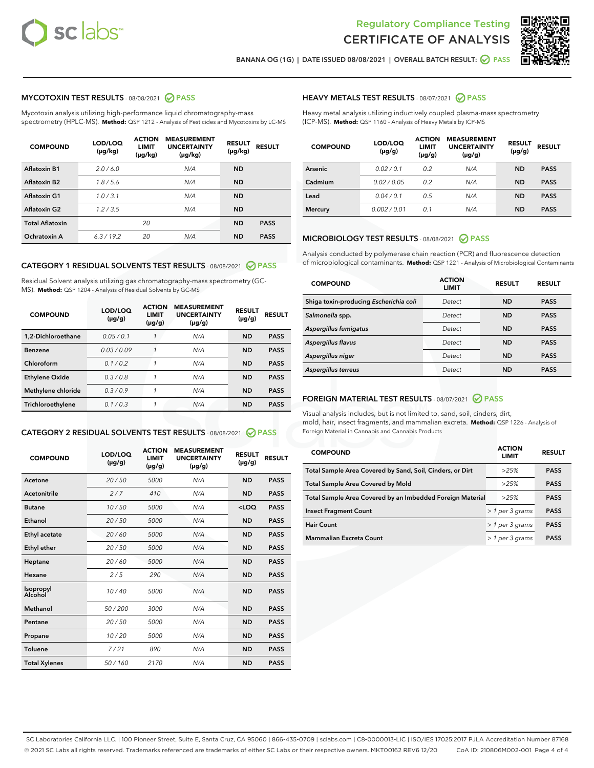Regulatory Compliance Testing
CERTIFICATE OF ANALYSIS

BANANA OG (1G) | DATE ISSUED 08/08/2021 | OVERALL BATCH RESULT: PASS

## MYCOTOXIN TEST RESULTS - 08/08/2021 PASS

Mycotoxin analysis utilizing high-performance liquid chromatography-mass spectrometry (HPLC-MS). **Method:** QSP 1212 - Analysis of Pesticides and Mycotoxins by LC-MS

| COMPOUND | LOD/LOQ (µg/kg) | ACTION LIMIT (µg/kg) | MEASUREMENT UNCERTAINTY (µg/kg) | RESULT (µg/kg) | RESULT |
|---|---|---|---|---|---|
| Aflatoxin B1 | 2.0 / 6.0 | | N/A | ND | |
| Aflatoxin B2 | 1.8 / 5.6 | | N/A | ND | |
| Aflatoxin G1 | 1.0 / 3.1 | | N/A | ND | |
| Aflatoxin G2 | 1.2 / 3.5 | | N/A | ND | |
| Total Aflatoxin | | 20 | | ND | PASS |
| Ochratoxin A | 6.3 / 19.2 | 20 | N/A | ND | PASS |

## CATEGORY 1 RESIDUAL SOLVENTS TEST RESULTS - 08/08/2021 PASS

Residual Solvent analysis utilizing gas chromatography-mass spectrometry (GC-MS). **Method:** QSP 1204 - Analysis of Residual Solvents by GC-MS

| COMPOUND | LOD/LOQ (µg/g) | ACTION LIMIT (µg/g) | MEASUREMENT UNCERTAINTY (µg/g) | RESULT (µg/g) | RESULT |
|---|---|---|---|---|---|
| 1,2-Dichloroethane | 0.05 / 0.1 | 1 | N/A | ND | PASS |
| Benzene | 0.03 / 0.09 | 1 | N/A | ND | PASS |
| Chloroform | 0.1 / 0.2 | 1 | N/A | ND | PASS |
| Ethylene Oxide | 0.3 / 0.8 | 1 | N/A | ND | PASS |
| Methylene chloride | 0.3 / 0.9 | 1 | N/A | ND | PASS |
| Trichloroethylene | 0.1 / 0.3 | 1 | N/A | ND | PASS |

## CATEGORY 2 RESIDUAL SOLVENTS TEST RESULTS - 08/08/2021 PASS

| COMPOUND | LOD/LOQ (µg/g) | ACTION LIMIT (µg/g) | MEASUREMENT UNCERTAINTY (µg/g) | RESULT (µg/g) | RESULT |
|---|---|---|---|---|---|
| Acetone | 20 / 50 | 5000 | N/A | ND | PASS |
| Acetonitrile | 2 / 7 | 410 | N/A | ND | PASS |
| Butane | 10 / 50 | 5000 | N/A | <LOQ | PASS |
| Ethanol | 20 / 50 | 5000 | N/A | ND | PASS |
| Ethyl acetate | 20 / 60 | 5000 | N/A | ND | PASS |
| Ethyl ether | 20 / 50 | 5000 | N/A | ND | PASS |
| Heptane | 20 / 60 | 5000 | N/A | ND | PASS |
| Hexane | 2 / 5 | 290 | N/A | ND | PASS |
| Isopropyl Alcohol | 10 / 40 | 5000 | N/A | ND | PASS |
| Methanol | 50 / 200 | 3000 | N/A | ND | PASS |
| Pentane | 20 / 50 | 5000 | N/A | ND | PASS |
| Propane | 10 / 20 | 5000 | N/A | ND | PASS |
| Toluene | 7 / 21 | 890 | N/A | ND | PASS |
| Total Xylenes | 50 / 160 | 2170 | N/A | ND | PASS |

## HEAVY METALS TEST RESULTS - 08/07/2021 PASS

Heavy metal analysis utilizing inductively coupled plasma-mass spectrometry (ICP-MS). **Method:** QSP 1160 - Analysis of Heavy Metals by ICP-MS

| COMPOUND | LOD/LOQ (µg/g) | ACTION LIMIT (µg/g) | MEASUREMENT UNCERTAINTY (µg/g) | RESULT (µg/g) | RESULT |
|---|---|---|---|---|---|
| Arsenic | 0.02 / 0.1 | 0.2 | N/A | ND | PASS |
| Cadmium | 0.02 / 0.05 | 0.2 | N/A | ND | PASS |
| Lead | 0.04 / 0.1 | 0.5 | N/A | ND | PASS |
| Mercury | 0.002 / 0.01 | 0.1 | N/A | ND | PASS |

## MICROBIOLOGY TEST RESULTS - 08/08/2021 PASS

Analysis conducted by polymerase chain reaction (PCR) and fluorescence detection of microbiological contaminants. **Method:** QSP 1221 - Analysis of Microbiological Contaminants

| COMPOUND | ACTION LIMIT | RESULT | RESULT |
|---|---|---|---|
| Shiga toxin-producing *Escherichia coli* | Detect | ND | PASS |
| *Salmonella* spp. | Detect | ND | PASS |
| *Aspergillus fumigatus* | Detect | ND | PASS |
| *Aspergillus flavus* | Detect | ND | PASS |
| *Aspergillus niger* | Detect | ND | PASS |
| *Aspergillus terreus* | Detect | ND | PASS |

## FOREIGN MATERIAL TEST RESULTS - 08/07/2021 PASS

Visual analysis includes, but is not limited to, sand, soil, cinders, dirt, mold, hair, insect fragments, and mammalian excreta. **Method:** QSP 1226 - Analysis of Foreign Material in Cannabis and Cannabis Products

| COMPOUND | ACTION LIMIT | RESULT |
|---|---|---|
| Total Sample Area Covered by Sand, Soil, Cinders, or Dirt | >25% | PASS |
| Total Sample Area Covered by Mold | >25% | PASS |
| Total Sample Area Covered by an Imbedded Foreign Material | >25% | PASS |
| Insect Fragment Count | > 1 per 3 grams | PASS |
| Hair Count | > 1 per 3 grams | PASS |
| Mammalian Excreta Count | > 1 per 3 grams | PASS |

SC Laboratories California LLC. | 100 Pioneer Street, Suite E, Santa Cruz, CA 95060 | 866-435-0709 | sclabs.com | C8-0000013-LIC | ISO/IES 17025:2017 PJLA Accreditation Number 87168
© 2021 SC Labs all rights reserved. Trademarks referenced are trademarks of either SC Labs or their respective owners. MKT00162 REV6 12/20 CoA ID: 210806M002-001